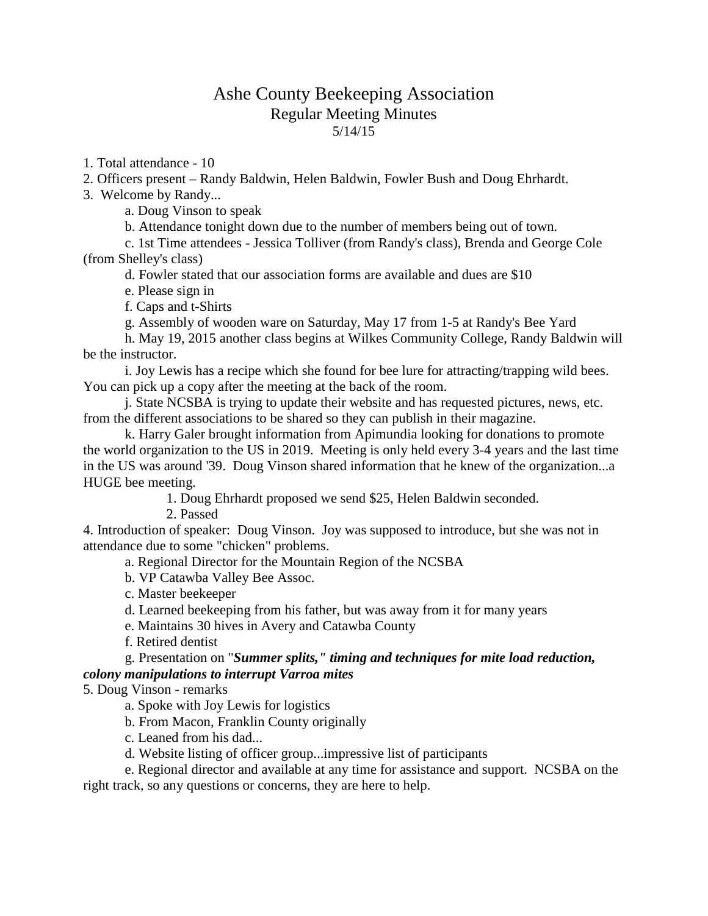# Ashe County Beekeeping Association

## Regular Meeting Minutes

5/14/15

1. Total attendance - 10
2. Officers present – Randy Baldwin, Helen Baldwin, Fowler Bush and Doug Ehrhardt.
3. Welcome by Randy...
   - a. Doug Vinson to speak
   - b. Attendance tonight down due to the number of members being out of town.
   - c. 1st Time attendees - Jessica Tolliver (from Randy's class), Brenda and George Cole (from Shelley's class)
   - d. Fowler stated that our association forms are available and dues are $10
   - e. Please sign in
   - f. Caps and t-Shirts
   - g. Assembly of wooden ware on Saturday, May 17 from 1-5 at Randy's Bee Yard
   - h. May 19, 2015 another class begins at Wilkes Community College, Randy Baldwin will be the instructor.
   - i. Joy Lewis has a recipe which she found for bee lure for attracting/trapping wild bees. You can pick up a copy after the meeting at the back of the room.
   - j. State NCSBA is trying to update their website and has requested pictures, news, etc. from the different associations to be shared so they can publish in their magazine.
   - k. Harry Galer brought information from Apimundia looking for donations to promote the world organization to the US in 2019. Meeting is only held every 3-4 years and the last time in the US was around '39. Doug Vinson shared information that he knew of the organization...a HUGE bee meeting.
     1. Doug Ehrhardt proposed we send $25, Helen Baldwin seconded.
     2. Passed
4. Introduction of speaker: Doug Vinson. Joy was supposed to introduce, but she was not in attendance due to some "chicken" problems.
   - a. Regional Director for the Mountain Region of the NCSBA
   - b. VP Catawba Valley Bee Assoc.
   - c. Master beekeeper
   - d. Learned beekeeping from his father, but was away from it for many years
   - e. Maintains 30 hives in Avery and Catawba County
   - f. Retired dentist
   - g. Presentation on "***Summer splits," timing and techniques for mite load reduction, colony manipulations to interrupt Varroa mites***
5. Doug Vinson - remarks
   - a. Spoke with Joy Lewis for logistics
   - b. From Macon, Franklin County originally
   - c. Leaned from his dad...
   - d. Website listing of officer group...impressive list of participants
   - e. Regional director and available at any time for assistance and support. NCSBA on the right track, so any questions or concerns, they are here to help.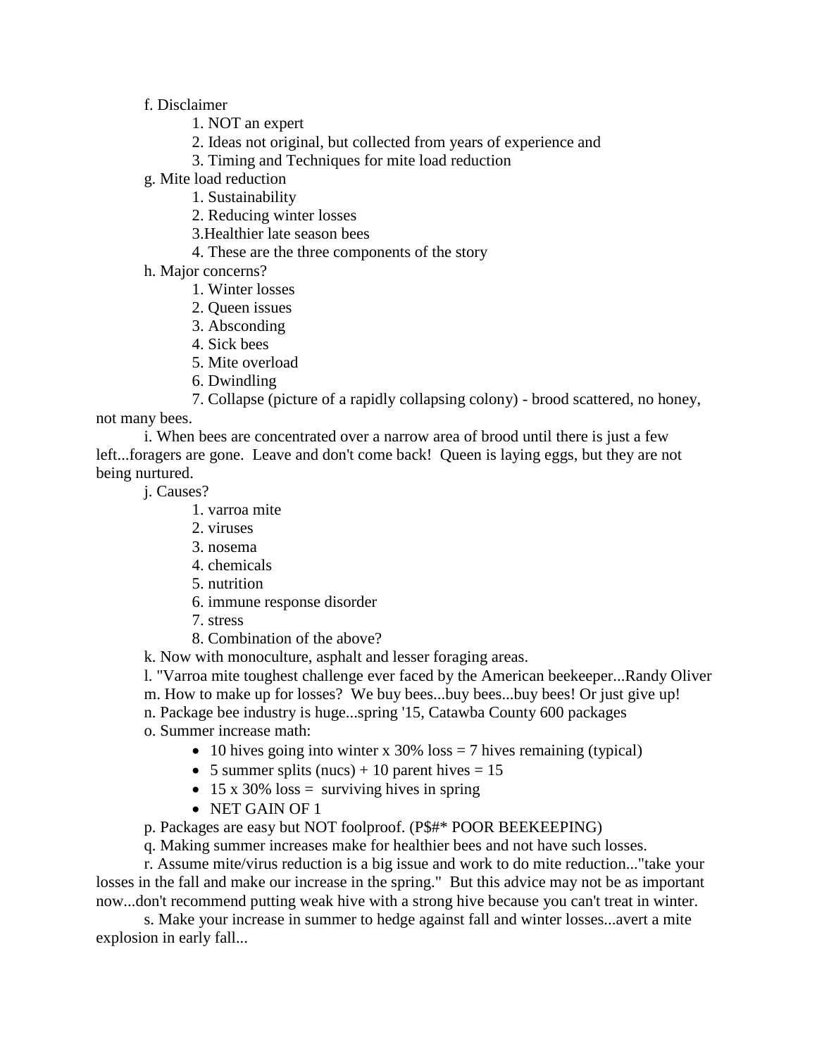f. Disclaimer

  1. NOT an expert
  2. Ideas not original, but collected from years of experience and
  3. Timing and Techniques for mite load reduction

g. Mite load reduction

  1. Sustainability
  2. Reducing winter losses
  3. Healthier late season bees
  4. These are the three components of the story

h. Major concerns?

  1. Winter losses
  2. Queen issues
  3. Absconding
  4. Sick bees
  5. Mite overload
  6. Dwindling
  7. Collapse (picture of a rapidly collapsing colony) - brood scattered, no honey, not many bees.

i. When bees are concentrated over a narrow area of brood until there is just a few left...foragers are gone. Leave and don't come back! Queen is laying eggs, but they are not being nurtured.

j. Causes?

  1. varroa mite
  2. viruses
  3. nosema
  4. chemicals
  5. nutrition
  6. immune response disorder
  7. stress
  8. Combination of the above?

k. Now with monoculture, asphalt and lesser foraging areas.

l. "Varroa mite toughest challenge ever faced by the American beekeeper...Randy Oliver

m. How to make up for losses? We buy bees...buy bees...buy bees! Or just give up!

n. Package bee industry is huge...spring '15, Catawba County 600 packages

o. Summer increase math:

- 10 hives going into winter x 30% loss = 7 hives remaining (typical)
- 5 summer splits (nucs) + 10 parent hives = 15
- 15 x 30% loss = surviving hives in spring
- NET GAIN OF 1

p. Packages are easy but NOT foolproof. (P$#* POOR BEEKEEPING)

q. Making summer increases make for healthier bees and not have such losses.

r. Assume mite/virus reduction is a big issue and work to do mite reduction..."take your losses in the fall and make our increase in the spring." But this advice may not be as important now...don't recommend putting weak hive with a strong hive because you can't treat in winter.

s. Make your increase in summer to hedge against fall and winter losses...avert a mite explosion in early fall...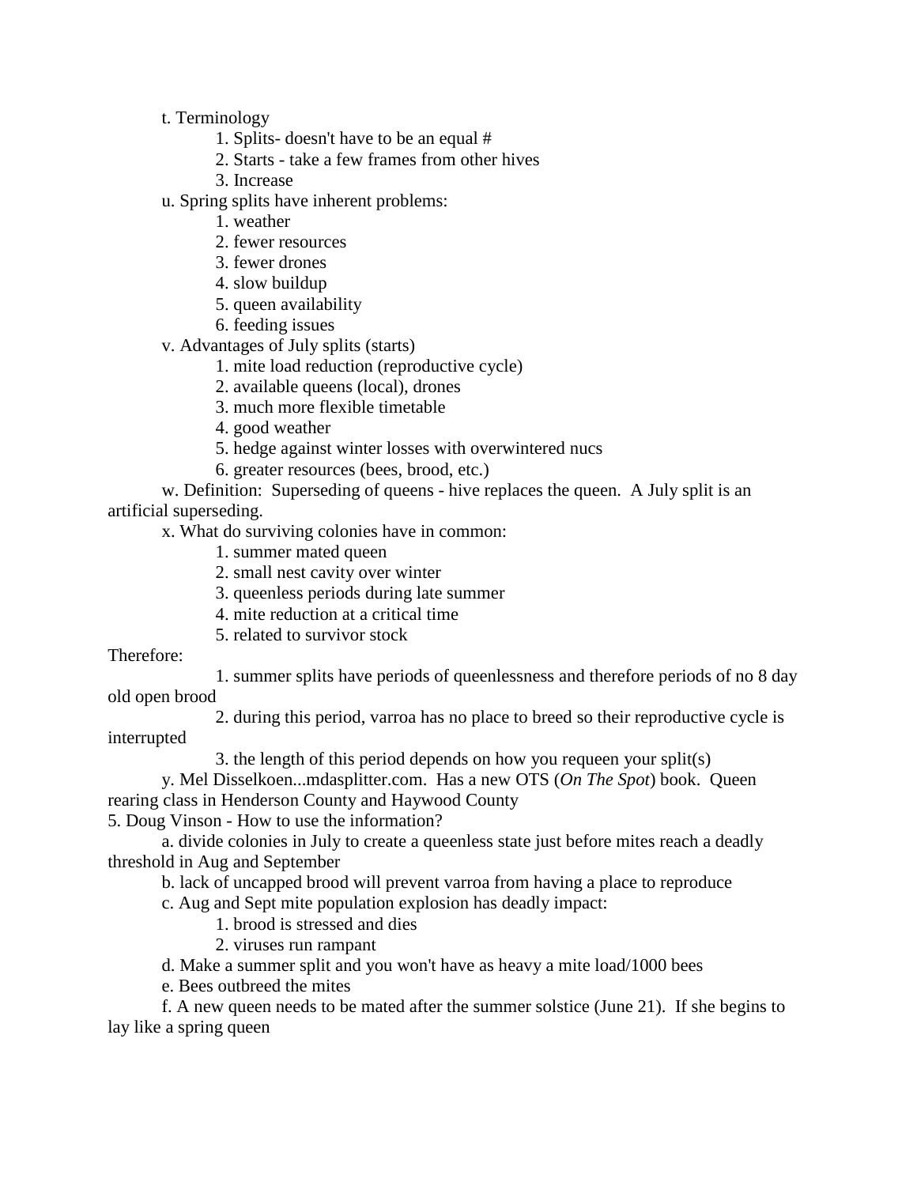- t. Terminology
    1. Splits- doesn't have to be an equal #
    2. Starts - take a few frames from other hives
    3. Increase
- u. Spring splits have inherent problems:
    1. weather
    2. fewer resources
    3. fewer drones
    4. slow buildup
    5. queen availability
    6. feeding issues
- v. Advantages of July splits (starts)
    1. mite load reduction (reproductive cycle)
    2. available queens (local), drones
    3. much more flexible timetable
    4. good weather
    5. hedge against winter losses with overwintered nucs
    6. greater resources (bees, brood, etc.)
- w. Definition: Superseding of queens - hive replaces the queen. A July split is an artificial superseding.
- x. What do surviving colonies have in common:
    1. summer mated queen
    2. small nest cavity over winter
    3. queenless periods during late summer
    4. mite reduction at a critical time
    5. related to survivor stock

Therefore:

1. summer splits have periods of queenlessness and therefore periods of no 8 day old open brood
2. during this period, varroa has no place to breed so their reproductive cycle is interrupted
3. the length of this period depends on how you requeen your split(s)

- y. Mel Disselkoen...mdasplitter.com. Has a new OTS (*On The Spot*) book. Queen rearing class in Henderson County and Haywood County

5. Doug Vinson - How to use the information?

- a. divide colonies in July to create a queenless state just before mites reach a deadly threshold in Aug and September
- b. lack of uncapped brood will prevent varroa from having a place to reproduce
- c. Aug and Sept mite population explosion has deadly impact:
    1. brood is stressed and dies
    2. viruses run rampant
- d. Make a summer split and you won't have as heavy a mite load/1000 bees
- e. Bees outbreed the mites
- f. A new queen needs to be mated after the summer solstice (June 21). If she begins to lay like a spring queen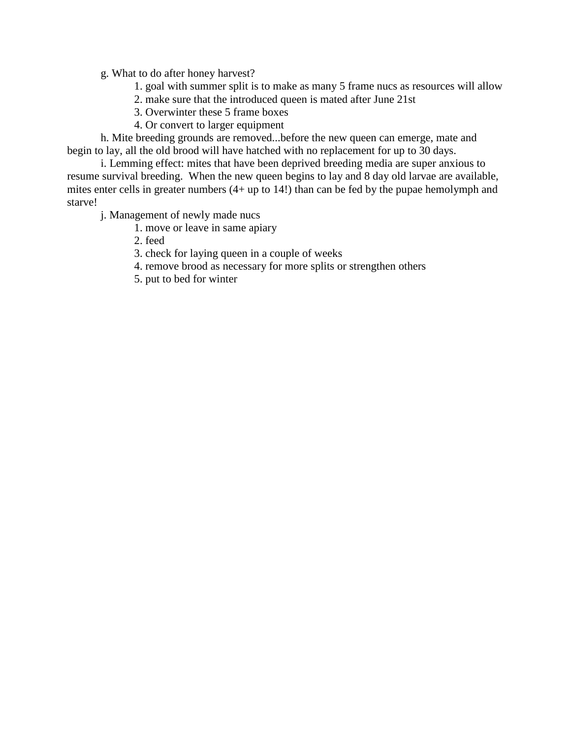g. What to do after honey harvest?

1. goal with summer split is to make as many 5 frame nucs as resources will allow
2. make sure that the introduced queen is mated after June 21st
3. Overwinter these 5 frame boxes
4. Or convert to larger equipment

h. Mite breeding grounds are removed...before the new queen can emerge, mate and begin to lay, all the old brood will have hatched with no replacement for up to 30 days.

i. Lemming effect: mites that have been deprived breeding media are super anxious to resume survival breeding. When the new queen begins to lay and 8 day old larvae are available, mites enter cells in greater numbers (4+ up to 14!) than can be fed by the pupae hemolymph and starve!

j. Management of newly made nucs

1. move or leave in same apiary
2. feed
3. check for laying queen in a couple of weeks
4. remove brood as necessary for more splits or strengthen others
5. put to bed for winter